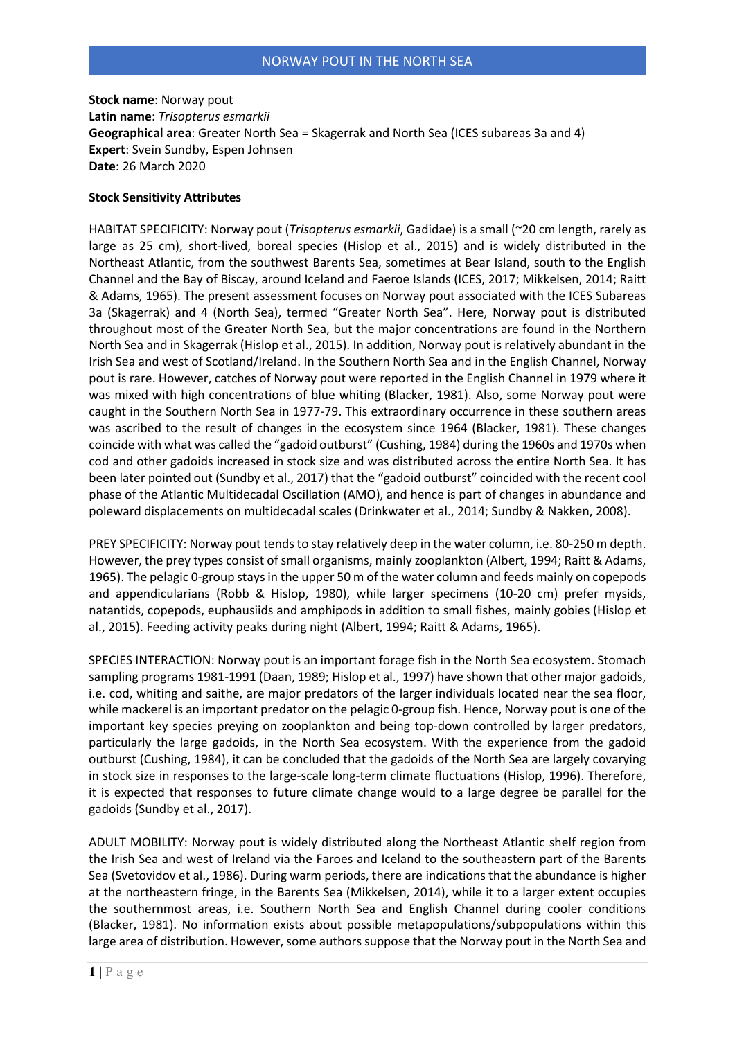# NORWAY POUT IN THE NORTH SEA

**Stock name**: Norway pout
**Latin name**: *Trisopterus esmarkii*
**Geographical area**: Greater North Sea = Skagerrak and North Sea (ICES subareas 3a and 4)
**Expert**: Svein Sundby, Espen Johnsen
**Date**: 26 March 2020

**Stock Sensitivity Attributes**

HABITAT SPECIFICITY: Norway pout (*Trisopterus esmarkii*, Gadidae) is a small (~20 cm length, rarely as large as 25 cm), short-lived, boreal species (Hislop et al., 2015) and is widely distributed in the Northeast Atlantic, from the southwest Barents Sea, sometimes at Bear Island, south to the English Channel and the Bay of Biscay, around Iceland and Faeroe Islands (ICES, 2017; Mikkelsen, 2014; Raitt & Adams, 1965). The present assessment focuses on Norway pout associated with the ICES Subareas 3a (Skagerrak) and 4 (North Sea), termed "Greater North Sea". Here, Norway pout is distributed throughout most of the Greater North Sea, but the major concentrations are found in the Northern North Sea and in Skagerrak (Hislop et al., 2015). In addition, Norway pout is relatively abundant in the Irish Sea and west of Scotland/Ireland. In the Southern North Sea and in the English Channel, Norway pout is rare. However, catches of Norway pout were reported in the English Channel in 1979 where it was mixed with high concentrations of blue whiting (Blacker, 1981). Also, some Norway pout were caught in the Southern North Sea in 1977-79. This extraordinary occurrence in these southern areas was ascribed to the result of changes in the ecosystem since 1964 (Blacker, 1981). These changes coincide with what was called the "gadoid outburst" (Cushing, 1984) during the 1960s and 1970s when cod and other gadoids increased in stock size and was distributed across the entire North Sea. It has been later pointed out (Sundby et al., 2017) that the "gadoid outburst" coincided with the recent cool phase of the Atlantic Multidecadal Oscillation (AMO), and hence is part of changes in abundance and poleward displacements on multidecadal scales (Drinkwater et al., 2014; Sundby & Nakken, 2008).

PREY SPECIFICITY: Norway pout tends to stay relatively deep in the water column, i.e. 80-250 m depth. However, the prey types consist of small organisms, mainly zooplankton (Albert, 1994; Raitt & Adams, 1965). The pelagic 0-group stays in the upper 50 m of the water column and feeds mainly on copepods and appendicularians (Robb & Hislop, 1980), while larger specimens (10-20 cm) prefer mysids, natantids, copepods, euphausiids and amphipods in addition to small fishes, mainly gobies (Hislop et al., 2015). Feeding activity peaks during night (Albert, 1994; Raitt & Adams, 1965).

SPECIES INTERACTION: Norway pout is an important forage fish in the North Sea ecosystem. Stomach sampling programs 1981-1991 (Daan, 1989; Hislop et al., 1997) have shown that other major gadoids, i.e. cod, whiting and saithe, are major predators of the larger individuals located near the sea floor, while mackerel is an important predator on the pelagic 0-group fish. Hence, Norway pout is one of the important key species preying on zooplankton and being top-down controlled by larger predators, particularly the large gadoids, in the North Sea ecosystem. With the experience from the gadoid outburst (Cushing, 1984), it can be concluded that the gadoids of the North Sea are largely covarying in stock size in responses to the large-scale long-term climate fluctuations (Hislop, 1996). Therefore, it is expected that responses to future climate change would to a large degree be parallel for the gadoids (Sundby et al., 2017).

ADULT MOBILITY: Norway pout is widely distributed along the Northeast Atlantic shelf region from the Irish Sea and west of Ireland via the Faroes and Iceland to the southeastern part of the Barents Sea (Svetovidov et al., 1986). During warm periods, there are indications that the abundance is higher at the northeastern fringe, in the Barents Sea (Mikkelsen, 2014), while it to a larger extent occupies the southernmost areas, i.e. Southern North Sea and English Channel during cooler conditions (Blacker, 1981). No information exists about possible metapopulations/subpopulations within this large area of distribution. However, some authors suppose that the Norway pout in the North Sea and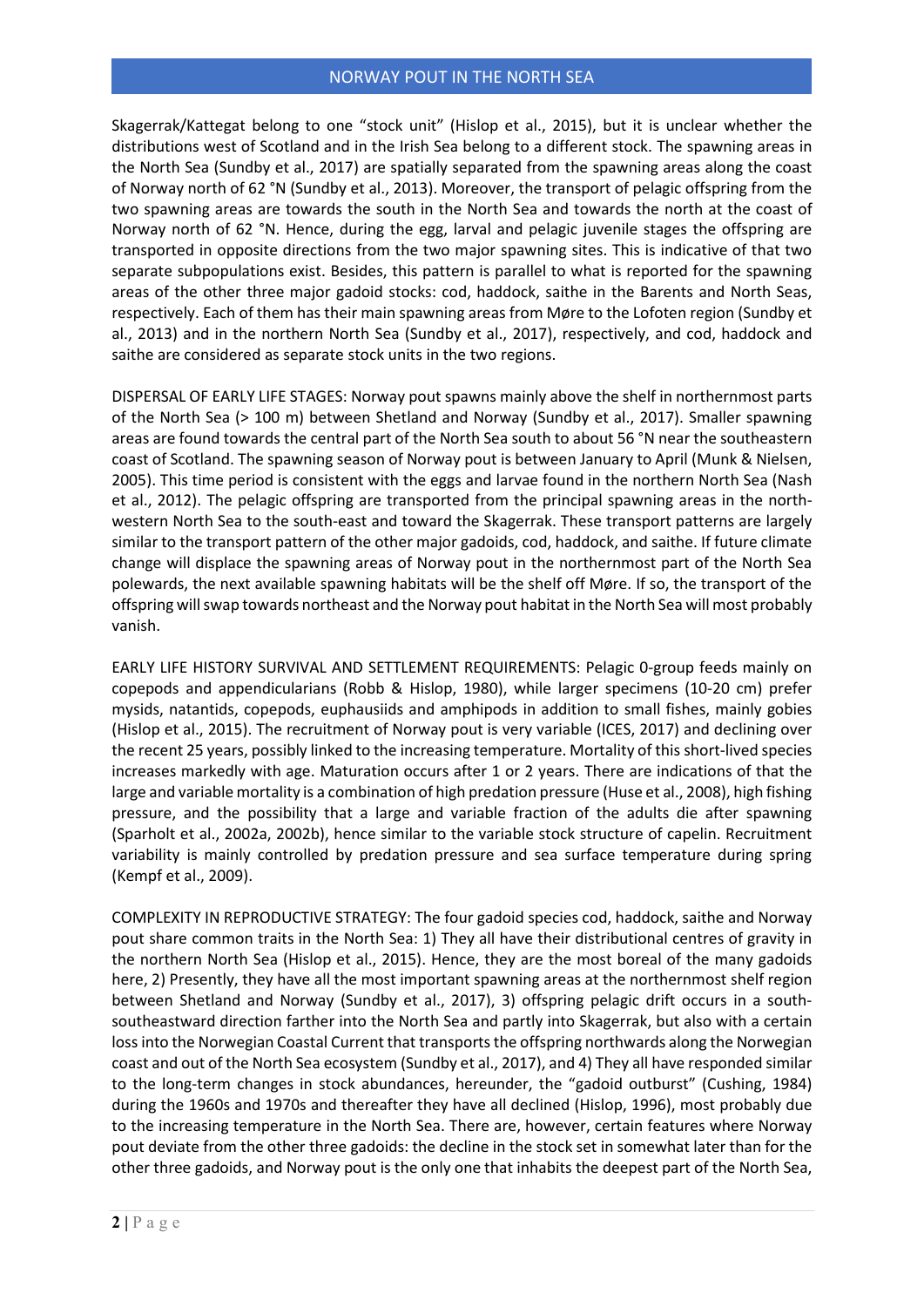Skagerrak/Kattegat belong to one "stock unit" (Hislop et al., 2015), but it is unclear whether the distributions west of Scotland and in the Irish Sea belong to a different stock. The spawning areas in the North Sea (Sundby et al., 2017) are spatially separated from the spawning areas along the coast of Norway north of 62 °N (Sundby et al., 2013). Moreover, the transport of pelagic offspring from the two spawning areas are towards the south in the North Sea and towards the north at the coast of Norway north of 62 °N. Hence, during the egg, larval and pelagic juvenile stages the offspring are transported in opposite directions from the two major spawning sites. This is indicative of that two separate subpopulations exist. Besides, this pattern is parallel to what is reported for the spawning areas of the other three major gadoid stocks: cod, haddock, saithe in the Barents and North Seas, respectively. Each of them has their main spawning areas from Møre to the Lofoten region (Sundby et al., 2013) and in the northern North Sea (Sundby et al., 2017), respectively, and cod, haddock and saithe are considered as separate stock units in the two regions.

DISPERSAL OF EARLY LIFE STAGES: Norway pout spawns mainly above the shelf in northernmost parts of the North Sea (> 100 m) between Shetland and Norway (Sundby et al., 2017). Smaller spawning areas are found towards the central part of the North Sea south to about 56 °N near the southeastern coast of Scotland. The spawning season of Norway pout is between January to April (Munk & Nielsen, 2005). This time period is consistent with the eggs and larvae found in the northern North Sea (Nash et al., 2012). The pelagic offspring are transported from the principal spawning areas in the north-western North Sea to the south-east and toward the Skagerrak. These transport patterns are largely similar to the transport pattern of the other major gadoids, cod, haddock, and saithe. If future climate change will displace the spawning areas of Norway pout in the northernmost part of the North Sea polewards, the next available spawning habitats will be the shelf off Møre. If so, the transport of the offspring will swap towards northeast and the Norway pout habitat in the North Sea will most probably vanish.

EARLY LIFE HISTORY SURVIVAL AND SETTLEMENT REQUIREMENTS: Pelagic 0-group feeds mainly on copepods and appendicularians (Robb & Hislop, 1980), while larger specimens (10-20 cm) prefer mysids, natantids, copepods, euphausiids and amphipods in addition to small fishes, mainly gobies (Hislop et al., 2015). The recruitment of Norway pout is very variable (ICES, 2017) and declining over the recent 25 years, possibly linked to the increasing temperature. Mortality of this short-lived species increases markedly with age. Maturation occurs after 1 or 2 years. There are indications of that the large and variable mortality is a combination of high predation pressure (Huse et al., 2008), high fishing pressure, and the possibility that a large and variable fraction of the adults die after spawning (Sparholt et al., 2002a, 2002b), hence similar to the variable stock structure of capelin. Recruitment variability is mainly controlled by predation pressure and sea surface temperature during spring (Kempf et al., 2009).

COMPLEXITY IN REPRODUCTIVE STRATEGY: The four gadoid species cod, haddock, saithe and Norway pout share common traits in the North Sea: 1) They all have their distributional centres of gravity in the northern North Sea (Hislop et al., 2015). Hence, they are the most boreal of the many gadoids here, 2) Presently, they have all the most important spawning areas at the northernmost shelf region between Shetland and Norway (Sundby et al., 2017), 3) offspring pelagic drift occurs in a south-southeastward direction farther into the North Sea and partly into Skagerrak, but also with a certain loss into the Norwegian Coastal Current that transports the offspring northwards along the Norwegian coast and out of the North Sea ecosystem (Sundby et al., 2017), and 4) They all have responded similar to the long-term changes in stock abundances, hereunder, the "gadoid outburst" (Cushing, 1984) during the 1960s and 1970s and thereafter they have all declined (Hislop, 1996), most probably due to the increasing temperature in the North Sea. There are, however, certain features where Norway pout deviate from the other three gadoids: the decline in the stock set in somewhat later than for the other three gadoids, and Norway pout is the only one that inhabits the deepest part of the North Sea,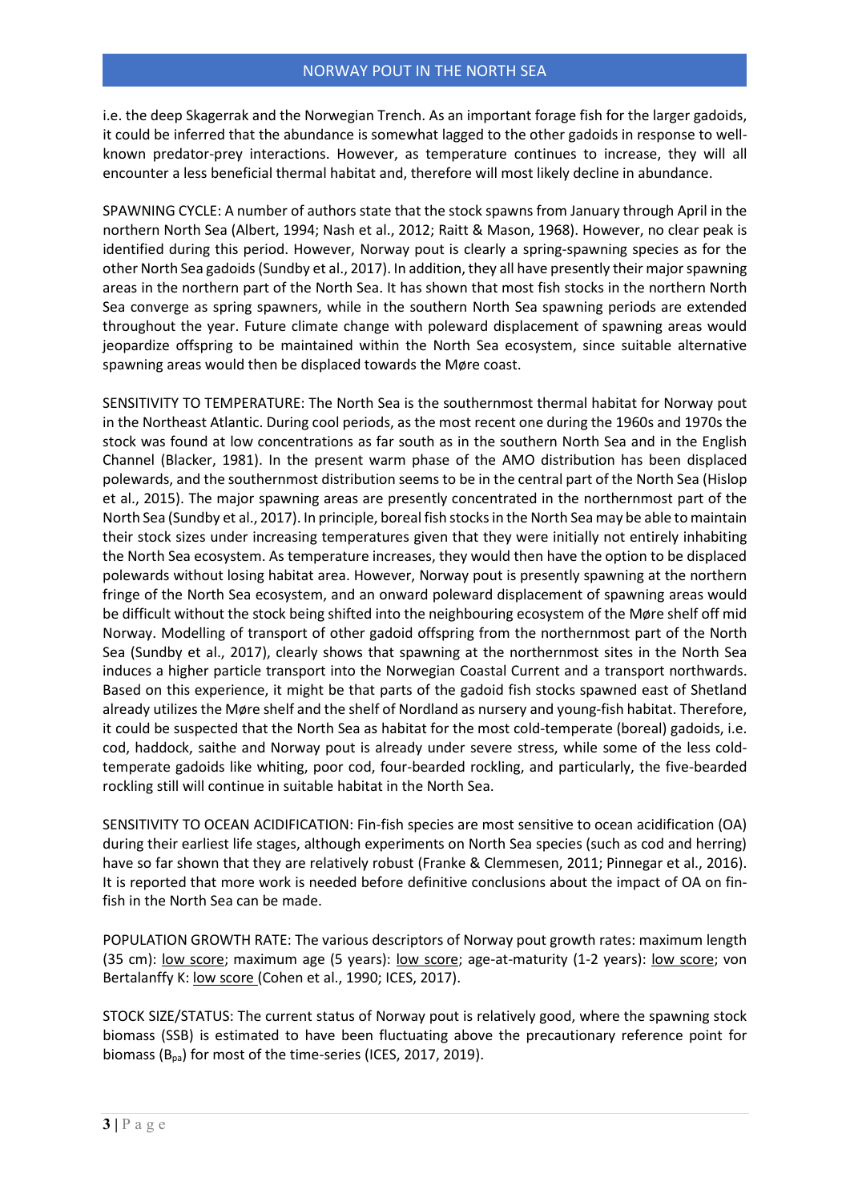i.e. the deep Skagerrak and the Norwegian Trench. As an important forage fish for the larger gadoids, it could be inferred that the abundance is somewhat lagged to the other gadoids in response to well-known predator-prey interactions. However, as temperature continues to increase, they will all encounter a less beneficial thermal habitat and, therefore will most likely decline in abundance.

SPAWNING CYCLE: A number of authors state that the stock spawns from January through April in the northern North Sea (Albert, 1994; Nash et al., 2012; Raitt & Mason, 1968). However, no clear peak is identified during this period. However, Norway pout is clearly a spring-spawning species as for the other North Sea gadoids (Sundby et al., 2017). In addition, they all have presently their major spawning areas in the northern part of the North Sea. It has shown that most fish stocks in the northern North Sea converge as spring spawners, while in the southern North Sea spawning periods are extended throughout the year. Future climate change with poleward displacement of spawning areas would jeopardize offspring to be maintained within the North Sea ecosystem, since suitable alternative spawning areas would then be displaced towards the Møre coast.

SENSITIVITY TO TEMPERATURE: The North Sea is the southernmost thermal habitat for Norway pout in the Northeast Atlantic. During cool periods, as the most recent one during the 1960s and 1970s the stock was found at low concentrations as far south as in the southern North Sea and in the English Channel (Blacker, 1981). In the present warm phase of the AMO distribution has been displaced polewards, and the southernmost distribution seems to be in the central part of the North Sea (Hislop et al., 2015). The major spawning areas are presently concentrated in the northernmost part of the North Sea (Sundby et al., 2017). In principle, boreal fish stocks in the North Sea may be able to maintain their stock sizes under increasing temperatures given that they were initially not entirely inhabiting the North Sea ecosystem. As temperature increases, they would then have the option to be displaced polewards without losing habitat area. However, Norway pout is presently spawning at the northern fringe of the North Sea ecosystem, and an onward poleward displacement of spawning areas would be difficult without the stock being shifted into the neighbouring ecosystem of the Møre shelf off mid Norway. Modelling of transport of other gadoid offspring from the northernmost part of the North Sea (Sundby et al., 2017), clearly shows that spawning at the northernmost sites in the North Sea induces a higher particle transport into the Norwegian Coastal Current and a transport northwards. Based on this experience, it might be that parts of the gadoid fish stocks spawned east of Shetland already utilizes the Møre shelf and the shelf of Nordland as nursery and young-fish habitat. Therefore, it could be suspected that the North Sea as habitat for the most cold-temperate (boreal) gadoids, i.e. cod, haddock, saithe and Norway pout is already under severe stress, while some of the less cold-temperate gadoids like whiting, poor cod, four-bearded rockling, and particularly, the five-bearded rockling still will continue in suitable habitat in the North Sea.

SENSITIVITY TO OCEAN ACIDIFICATION: Fin-fish species are most sensitive to ocean acidification (OA) during their earliest life stages, although experiments on North Sea species (such as cod and herring) have so far shown that they are relatively robust (Franke & Clemmesen, 2011; Pinnegar et al., 2016). It is reported that more work is needed before definitive conclusions about the impact of OA on fin-fish in the North Sea can be made.

POPULATION GROWTH RATE: The various descriptors of Norway pout growth rates: maximum length (35 cm): low score; maximum age (5 years): low score; age-at-maturity (1-2 years): low score; von Bertalanffy K: low score (Cohen et al., 1990; ICES, 2017).

STOCK SIZE/STATUS: The current status of Norway pout is relatively good, where the spawning stock biomass (SSB) is estimated to have been fluctuating above the precautionary reference point for biomass ($B_{pa}$) for most of the time-series (ICES, 2017, 2019).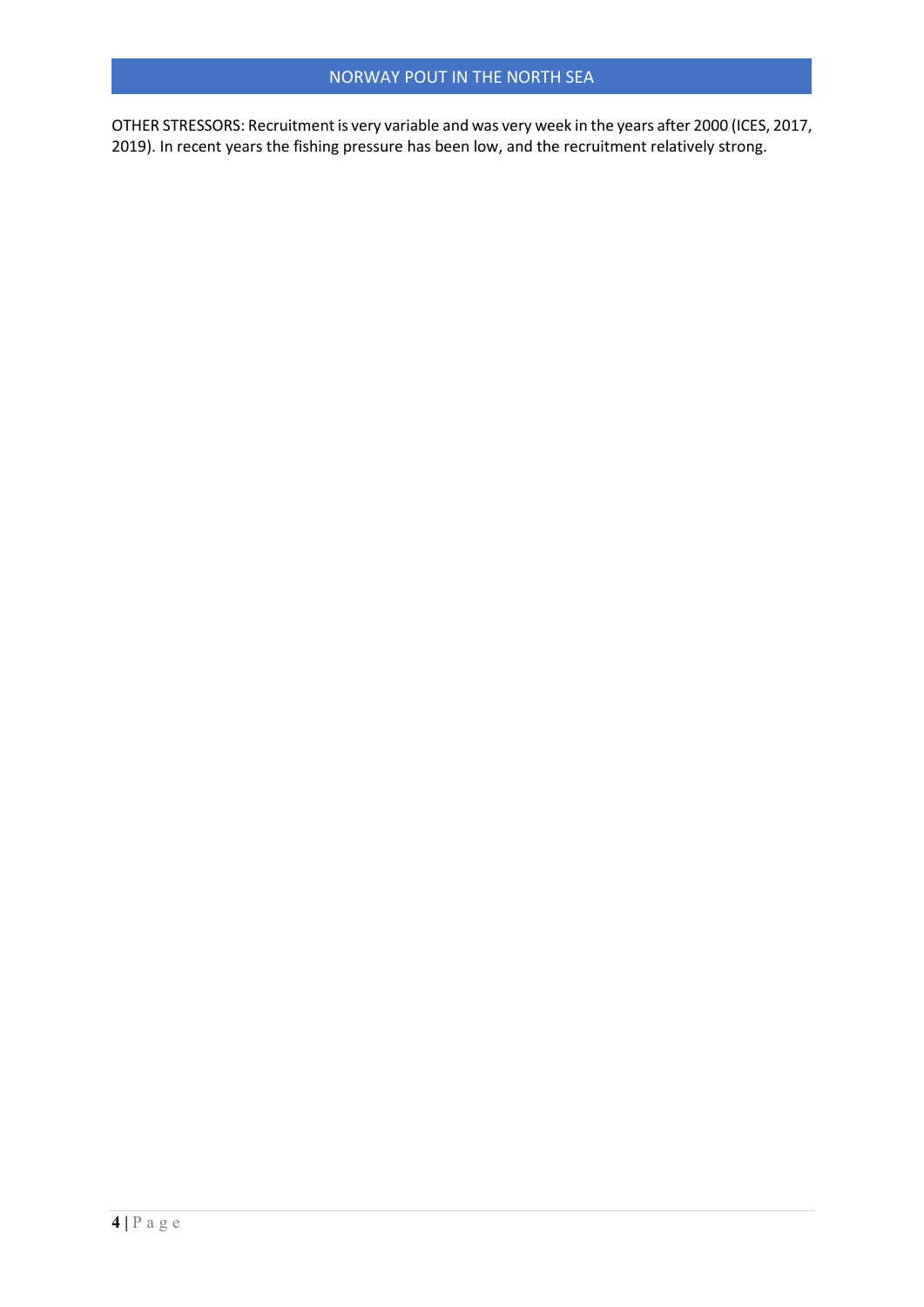OTHER STRESSORS: Recruitment is very variable and was very week in the years after 2000 (ICES, 2017, 2019). In recent years the fishing pressure has been low, and the recruitment relatively strong.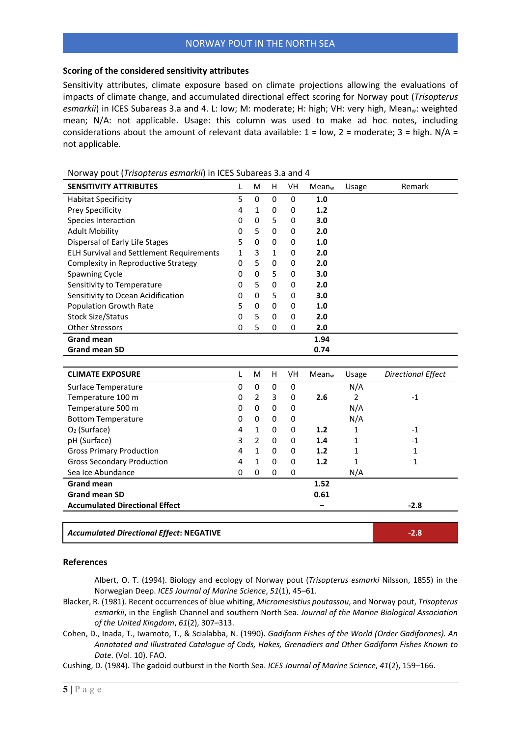**Scoring of the considered sensitivity attributes**

Sensitivity attributes, climate exposure based on climate projections allowing the evaluations of impacts of climate change, and accumulated directional effect scoring for Norway pout (*Trisopterus esmarkii*) in ICES Subareas 3.a and 4. L: low; M: moderate; H: high; VH: very high, $Mean_w$: weighted mean; N/A: not applicable. Usage: this column was used to make ad hoc notes, including considerations about the amount of relevant data available: 1 = low, 2 = moderate; 3 = high. N/A = not applicable.

Norway pout (*Trisopterus esmarkii*) in ICES Subareas 3.a and 4

| SENSITIVITY ATTRIBUTES | L | M | H | VH | $Mean_w$ | Usage | Remark |
|---|---|---|---|---|---|---|---|
| Habitat Specificity | 5 | 0 | 0 | 0 | **1.0** | | |
| Prey Specificity | 4 | 1 | 0 | 0 | **1.2** | | |
| Species Interaction | 0 | 0 | 5 | 0 | **3.0** | | |
| Adult Mobility | 0 | 5 | 0 | 0 | **2.0** | | |
| Dispersal of Early Life Stages | 5 | 0 | 0 | 0 | **1.0** | | |
| ELH Survival and Settlement Requirements | 1 | 3 | 1 | 0 | **2.0** | | |
| Complexity in Reproductive Strategy | 0 | 5 | 0 | 0 | **2.0** | | |
| Spawning Cycle | 0 | 0 | 5 | 0 | **3.0** | | |
| Sensitivity to Temperature | 0 | 5 | 0 | 0 | **2.0** | | |
| Sensitivity to Ocean Acidification | 0 | 0 | 5 | 0 | **3.0** | | |
| Population Growth Rate | 5 | 0 | 0 | 0 | **1.0** | | |
| Stock Size/Status | 0 | 5 | 0 | 0 | **2.0** | | |
| Other Stressors | 0 | 5 | 0 | 0 | **2.0** | | |
| **Grand mean** | | | | | **1.94** | | |
| **Grand mean SD** | | | | | **0.74** | | |

| CLIMATE EXPOSURE | L | M | H | VH | $Mean_w$ | Usage | *Directional Effect* |
|---|---|---|---|---|---|---|---|
| Surface Temperature | 0 | 0 | 0 | 0 | | N/A | |
| Temperature 100 m | 0 | 2 | 3 | 0 | **2.6** | 2 | -1 |
| Temperature 500 m | 0 | 0 | 0 | 0 | | N/A | |
| Bottom Temperature | 0 | 0 | 0 | 0 | | N/A | |
| $O_2$ (Surface) | 4 | 1 | 0 | 0 | **1.2** | 1 | -1 |
| pH (Surface) | 3 | 2 | 0 | 0 | **1.4** | 1 | -1 |
| Gross Primary Production | 4 | 1 | 0 | 0 | **1.2** | 1 | 1 |
| Gross Secondary Production | 4 | 1 | 0 | 0 | **1.2** | 1 | 1 |
| Sea Ice Abundance | 0 | 0 | 0 | 0 | | N/A | |
| **Grand mean** | | | | | **1.52** | | |
| **Grand mean SD** | | | | | **0.61** | | |
| **Accumulated Directional Effect** | | | | | **–** | | **-2.8** |

| ***Accumulated Directional Effect*: NEGATIVE** | **-2.8** |
|---|---|

## References

Albert, O. T. (1994). Biology and ecology of Norway pout (*Trisopterus esmarki* Nilsson, 1855) in the Norwegian Deep. *ICES Journal of Marine Science*, *51*(1), 45–61.

Blacker, R. (1981). Recent occurrences of blue whiting, *Micromesistius poutassou*, and Norway pout, *Trisopterus esmarkii*, in the English Channel and southern North Sea. *Journal of the Marine Biological Association of the United Kingdom*, *61*(2), 307–313.

Cohen, D., Inada, T., Iwamoto, T., & Scialabba, N. (1990). *Gadiform Fishes of the World (Order Gadiformes). An Annotated and Illustrated Catalogue of Cods, Hakes, Grenadiers and Other Gadiform Fishes Known to Date.* (Vol. 10). FAO.

Cushing, D. (1984). The gadoid outburst in the North Sea. *ICES Journal of Marine Science*, *41*(2), 159–166.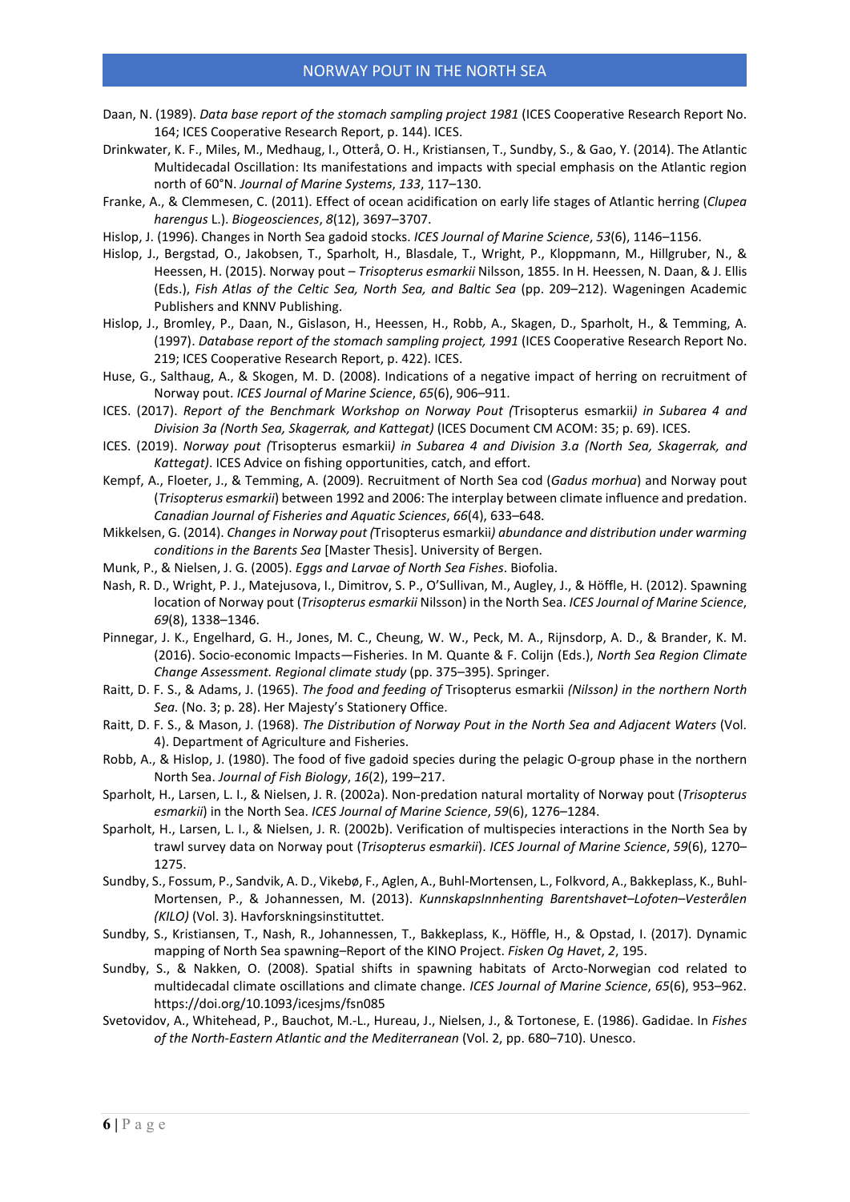Daan, N. (1989). *Data base report of the stomach sampling project 1981* (ICES Cooperative Research Report No. 164; ICES Cooperative Research Report, p. 144). ICES.

Drinkwater, K. F., Miles, M., Medhaug, I., Otterå, O. H., Kristiansen, T., Sundby, S., & Gao, Y. (2014). The Atlantic Multidecadal Oscillation: Its manifestations and impacts with special emphasis on the Atlantic region north of 60°N. *Journal of Marine Systems*, *133*, 117–130.

Franke, A., & Clemmesen, C. (2011). Effect of ocean acidification on early life stages of Atlantic herring (*Clupea harengus* L.). *Biogeosciences*, *8*(12), 3697–3707.

Hislop, J. (1996). Changes in North Sea gadoid stocks. *ICES Journal of Marine Science*, *53*(6), 1146–1156.

Hislop, J., Bergstad, O., Jakobsen, T., Sparholt, H., Blasdale, T., Wright, P., Kloppmann, M., Hillgruber, N., & Heessen, H. (2015). Norway pout – *Trisopterus esmarkii* Nilsson, 1855. In H. Heessen, N. Daan, & J. Ellis (Eds.), *Fish Atlas of the Celtic Sea, North Sea, and Baltic Sea* (pp. 209–212). Wageningen Academic Publishers and KNNV Publishing.

Hislop, J., Bromley, P., Daan, N., Gislason, H., Heessen, H., Robb, A., Skagen, D., Sparholt, H., & Temming, A. (1997). *Database report of the stomach sampling project, 1991* (ICES Cooperative Research Report No. 219; ICES Cooperative Research Report, p. 422). ICES.

Huse, G., Salthaug, A., & Skogen, M. D. (2008). Indications of a negative impact of herring on recruitment of Norway pout. *ICES Journal of Marine Science*, *65*(6), 906–911.

ICES. (2017). *Report of the Benchmark Workshop on Norway Pout (*Trisopterus esmarkii*) in Subarea 4 and Division 3a (North Sea, Skagerrak, and Kattegat)* (ICES Document CM ACOM: 35; p. 69). ICES.

ICES. (2019). *Norway pout (*Trisopterus esmarkii*) in Subarea 4 and Division 3.a (North Sea, Skagerrak, and Kattegat)*. ICES Advice on fishing opportunities, catch, and effort.

Kempf, A., Floeter, J., & Temming, A. (2009). Recruitment of North Sea cod (*Gadus morhua*) and Norway pout (*Trisopterus esmarkii*) between 1992 and 2006: The interplay between climate influence and predation. *Canadian Journal of Fisheries and Aquatic Sciences*, *66*(4), 633–648.

Mikkelsen, G. (2014). *Changes in Norway pout (*Trisopterus esmarkii*) abundance and distribution under warming conditions in the Barents Sea* [Master Thesis]. University of Bergen.

Munk, P., & Nielsen, J. G. (2005). *Eggs and Larvae of North Sea Fishes*. Biofolia.

Nash, R. D., Wright, P. J., Matejusova, I., Dimitrov, S. P., O'Sullivan, M., Augley, J., & Höffle, H. (2012). Spawning location of Norway pout (*Trisopterus esmarkii* Nilsson) in the North Sea. *ICES Journal of Marine Science*, *69*(8), 1338–1346.

Pinnegar, J. K., Engelhard, G. H., Jones, M. C., Cheung, W. W., Peck, M. A., Rijnsdorp, A. D., & Brander, K. M. (2016). Socio-economic Impacts—Fisheries. In M. Quante & F. Colijn (Eds.), *North Sea Region Climate Change Assessment. Regional climate study* (pp. 375–395). Springer.

Raitt, D. F. S., & Adams, J. (1965). *The food and feeding of* Trisopterus esmarkii *(Nilsson) in the northern North Sea.* (No. 3; p. 28). Her Majesty's Stationery Office.

Raitt, D. F. S., & Mason, J. (1968). *The Distribution of Norway Pout in the North Sea and Adjacent Waters* (Vol. 4). Department of Agriculture and Fisheries.

Robb, A., & Hislop, J. (1980). The food of five gadoid species during the pelagic O-group phase in the northern North Sea. *Journal of Fish Biology*, *16*(2), 199–217.

Sparholt, H., Larsen, L. I., & Nielsen, J. R. (2002a). Non-predation natural mortality of Norway pout (*Trisopterus esmarkii*) in the North Sea. *ICES Journal of Marine Science*, *59*(6), 1276–1284.

Sparholt, H., Larsen, L. I., & Nielsen, J. R. (2002b). Verification of multispecies interactions in the North Sea by trawl survey data on Norway pout (*Trisopterus esmarkii*). *ICES Journal of Marine Science*, *59*(6), 1270–1275.

Sundby, S., Fossum, P., Sandvik, A. D., Vikebø, F., Aglen, A., Buhl-Mortensen, L., Folkvord, A., Bakkeplass, K., Buhl-Mortensen, P., & Johannessen, M. (2013). *KunnskapsInnhenting Barentshavet–Lofoten–Vesterålen (KILO)* (Vol. 3). Havforskningsinstituttet.

Sundby, S., Kristiansen, T., Nash, R., Johannessen, T., Bakkeplass, K., Höffle, H., & Opstad, I. (2017). Dynamic mapping of North Sea spawning–Report of the KINO Project. *Fisken Og Havet*, *2*, 195.

Sundby, S., & Nakken, O. (2008). Spatial shifts in spawning habitats of Arcto-Norwegian cod related to multidecadal climate oscillations and climate change. *ICES Journal of Marine Science*, *65*(6), 953–962. https://doi.org/10.1093/icesjms/fsn085

Svetovidov, A., Whitehead, P., Bauchot, M.-L., Hureau, J., Nielsen, J., & Tortonese, E. (1986). Gadidae. In *Fishes of the North-Eastern Atlantic and the Mediterranean* (Vol. 2, pp. 680–710). Unesco.